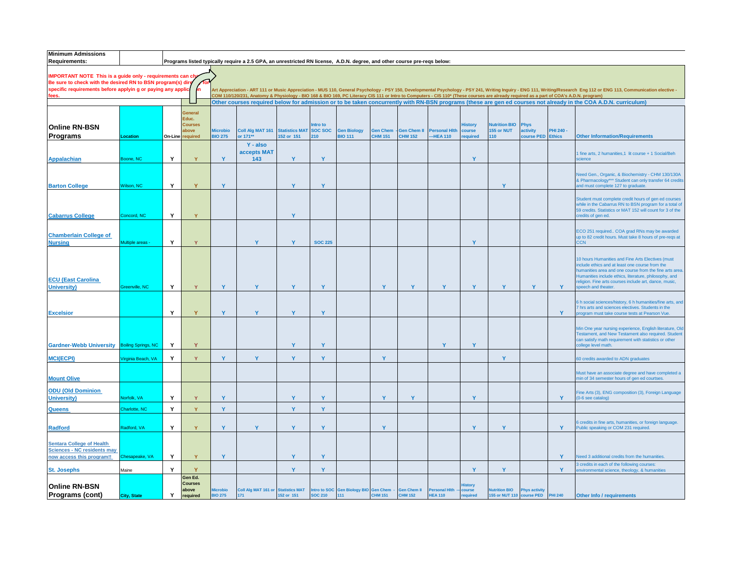| Minimum Admissions Requirements: | | Programs listed typically require a 2.5 GPA, an unrestricted RN license, A.D.N. degree, and other course pre-reqs below: | | | | | | | | | | | | | | |
|---|---|---|---|---|---|---|---|---|---|---|---|---|---|---|---|---|
| **IMPORTANT NOTE This is a guide only - requirements can change. Be sure to check with the desired RN to BSN program(s) directly for specific requirements before applying or paying any application fees.** | | | | Art Appreciation - ART 111 or Music Appreciation - MUS 110, General Psychology - PSY 150, Developmental Psychology - PSY 241, Writing Inquiry - ENG 111, Writing/Research Eng 112 or ENG 113, Communication elective - COM 110/120/231, Anatomy & Physiology - BIO 168 & BIO 169, PC Literacy CIS 111 or Intro to Computers - CIS 110* (These courses are already required as a part of COA's A.D.N. program) | | | | | | | | | | | | |
| | | | | Other courses required below for admission or to be taken concurrently with RN-BSN programs (these are gen ed courses not already in the COA A.D.N. curriculum) | | | | | | | | | | | | |
| **Online RN-BSN Programs** | **Location** | **On-Line** | **General Educ. Courses above required** | **Microbio BIO 275** | **Coll Alg MAT 161 or 171\*\*** | **Statistics MAT 152 or 151** | **Intro to SOC SOC 210** | **Gen Biology BIO 111** | **Gen Chem - CHM 151** | **Gen Chem II CHM 152** | **Personal Hlth ---HEA 110** | **History course required** | **Nutrition BIO 155 or NUT 110** | **Phys activity course PED** | **PHI 240 - Ethics** | **Other Information/Requirements** |
| Appalachian | Boone, NC | Y | Y | Y | Y - also accepts MAT 143 | Y | Y | | | | | Y | | | | 1 fine arts, 2 humanities,1 lit course + 1 Social/Beh science |
| Barton College | Wilson, NC | Y | Y | Y | | Y | Y | | | | | | Y | | | Need Gen., Organic, & Biochemistry - CHM 130/130A & Pharmacology\*\*\* Student can only transfer 64 credits and must complete 127 to graduate. |
| Cabarrus College | Concord, NC | Y | Y | | | Y | | | | | | | | | | Student must complete credit hours of gen ed courses while in the Cabarrus RN to BSN program for a total of 59 credits. Statistics or MAT 152 will count for 3 of the credits of gen ed. |
| Chamberlain College of Nursing | Multiple areas - | Y | Y | | Y | Y | SOC 225 | | | | | Y | | | | ECO 251 required.. COA grad RNs may be awarded up to 82 credit hours. Must take 8 hours of pre-reqs at CCN |
| ECU (East Carolina University) | Greenville, NC | Y | Y | Y | Y | Y | Y | | Y | Y | Y | Y | Y | Y | Y | 10 hours Humanities and Fine Arts Electives (must include ethics and at least one course from the humanities area and one course from the fine arts area. Humanities include ethics, literature, philosophy, and religion. Fine arts courses include art, dance, music, speech and theater. |
| Excelsior | | Y | Y | Y | Y | Y | Y | | | | | | | | Y | 6 h social sciences/history, 6 h humanities/fine arts, and 7 hrs arts and sciences electives. Students in the program must take course tests at Pearson Vue. |
| Gardner-Webb University | Boiling Springs, NC | Y | Y | | | Y | Y | | | | Y | Y | | | | Min One year nursing experience, English literature, Old Testament, and New Testament also required. Student can satisfy math requirement with statistics or other college level math. |
| MCI(ECPI) | Virginia Beach, VA | Y | Y | Y | Y | Y | Y | | Y | | | | Y | | | 60 credits awarded to ADN graduates |
| Mount Olive | | | | | | | | | | | | | | | | Must have an associate degree and have completed a min of 34 semester hours of gen ed courtses. |
| ODU (Old Dominion University) | Norfolk, VA | Y | Y | Y | | Y | Y | | Y | Y | | Y | | | Y | Fine Arts (3), ENG composition (3), Foreign Language (0-6 see catalog) |
| Queens | Charlotte, NC | Y | Y | Y | | Y | Y | | | | | | | | | |
| Radford | Radford, VA | Y | Y | Y | Y | Y | Y | | Y | | | Y | Y | | Y | 6 credits in fine arts, humanities, or foreign language. Public speaking or COM 231 required. |
| Sentara College of Health Sciences - NC residents may now access this program!! | Chesapeake, VA | Y | Y | Y | | Y | Y | | | | | | | | Y | Need 3 additional credits from the humanities. |
| St. Josephs | Maine | Y | Y | | | Y | Y | | | | | Y | Y | | Y | 3 credits in each of the following courses: environmental science, theology, & humanities |
| **Online RN-BSN Programs (cont)** | **City, State** | **Y** | **Gen Ed. Courses above required** | **Microbio BIO 275** | **Coll Alg MAT 161 or 171** | **Statistics MAT 152 or 151** | **Intro to SOC SOC 210** | **Gen Biology BIO 111** | **Gen Chem - CHM 151** | **Gen Chem II CHM 152** | **Personal Hlth HEA 110** | **History course required** | **Nutrition BIO 155 or NUT 110** | **Phys activity course PED** | **PHI 240** | **Other Info / requirements** |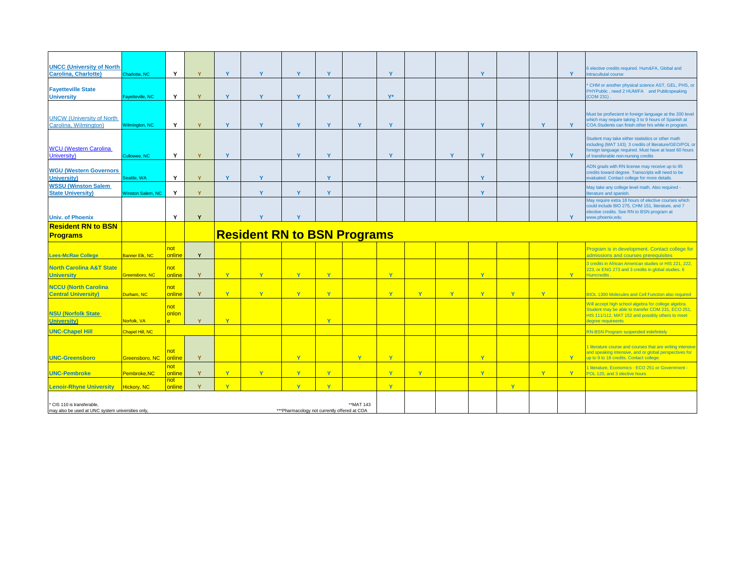| | | | | | | | | | | | | | | | | |
|---|---|---|---|---|---|---|---|---|---|---|---|---|---|---|---|---|
| **UNCC (University of North Carolina, Charlotte)** | Charlotte, NC | Y | Y | Y | Y | Y | Y | | Y | | | Y | | | Y | 6 elective credits required. Hum&FA, Global and Intracultual course |
| **Fayetteville State University** | Fayetteville, NC | Y | Y | Y | Y | Y | Y | | Y* | | | | | | | * CHM or another physical science AST, GEL, PHS, or PHYPublic , need 2 HUM/FA and Publicspeaking (COM 231) . |
| UNCW (University of North Carolina, Wilmington) | Wilmington, NC | Y | Y | Y | Y | Y | Y | Y | Y | | | Y | | Y | Y | Must be profiecient in foreign language at the 200 level which may require taking 3 to 9 hours of Spanish at COA.Students can finish other hrs while in program. |
| WCU (Western Carolina University) | Cullowee, NC | Y | Y | Y | | Y | Y | | Y | | Y | Y | | | Y | Student may take either statisitics or other math including (MAT 143). 3 credits of literature/GEO/POL or foreign language required. Must have at least 60 hours of transferable non-nursing credits |
| **WGU (Western Governors University)** | Seattle, WA | Y | Y | Y | Y | | Y | | | | | Y | | | | ADN grads with RN license may receive up to 95 credits toward degree. Transcripts will need to be evaluated. Contact college for more details. |
| **WSSU (Winston Salem State University)** | Winston Salem, NC | Y | Y | | Y | Y | Y | | | | | Y | | | | May take any college level math. Also required - literature and spanish. |
| **Univ. of Phoenix** | | Y | Y | | Y | Y | | | | | | | | | Y | May require extra 18 hours of elective courses which could include BIO 275, CHM 151, literature, and 7 elective credits. See RN to BSN program at www.phoenix.edu |
| **Resident RN to BSN Programs** | | | | **Resident RN to BSN Programs** | | | | | | | | | | | | |
| **Lees-McRae College** | Banner Elk, NC | not online | Y | | | | | | | | | | | | | Program is in development. Contact college for admissions and courses prerequisites |
| **North Carolina A&T State University** | Greensboro, NC | not online | Y | Y | Y | Y | Y | | Y | | | Y | | | Y | 3 credits in African American studies or HIS 221, 222, 223, or ENG 273 and 3 credits in global studies. 6 Humcredits . |
| **NCCU (North Carolina Central University)** | Durham, NC | not online | Y | Y | Y | Y | Y | | Y | Y | Y | Y | Y | Y | | BIOL 1300 Molecules and Cell Function also required |
| **NSU (Norfolk State University)** | Norfolk, VA | not onlone | Y | Y | | | Y | | | | | | | | | Will accept high school algebra for college algebra. Student may be able to transfer COM 231, ECO 251, HIS 111/112, MAT 152 and possibly others to meet degree requireents |
| **UNC-Chapel Hill** | Chapel Hill, NC | | | | | | | | | | | | | | | RN-BSN Program suspended indefinitely |
| **UNC-Greensboro** | Greensboro, NC | not online | Y | | | Y | | Y | Y | | | Y | | | Y | 1 literature course and courses that are writing intensive and speaking intensive, and or global perspectives for up to 9 to 18 credits. Contact college. |
| **UNC-Pembroke** | Pembroke,NC | not online | Y | Y | Y | Y | Y | | Y | Y | | Y | | Y | Y | 1 literature, Economics - ECO 251 or Government - POL 120, and 3 elective hours |
| **Lenoir-Rhyne University** | Hickory, NC | not online | Y | Y | | Y | Y | | Y | | | | Y | | | |

* CIS 110 is transferable,
may also be used at UNC system universities only,

**MAT 143

***Pharmacology not currently offered at COA